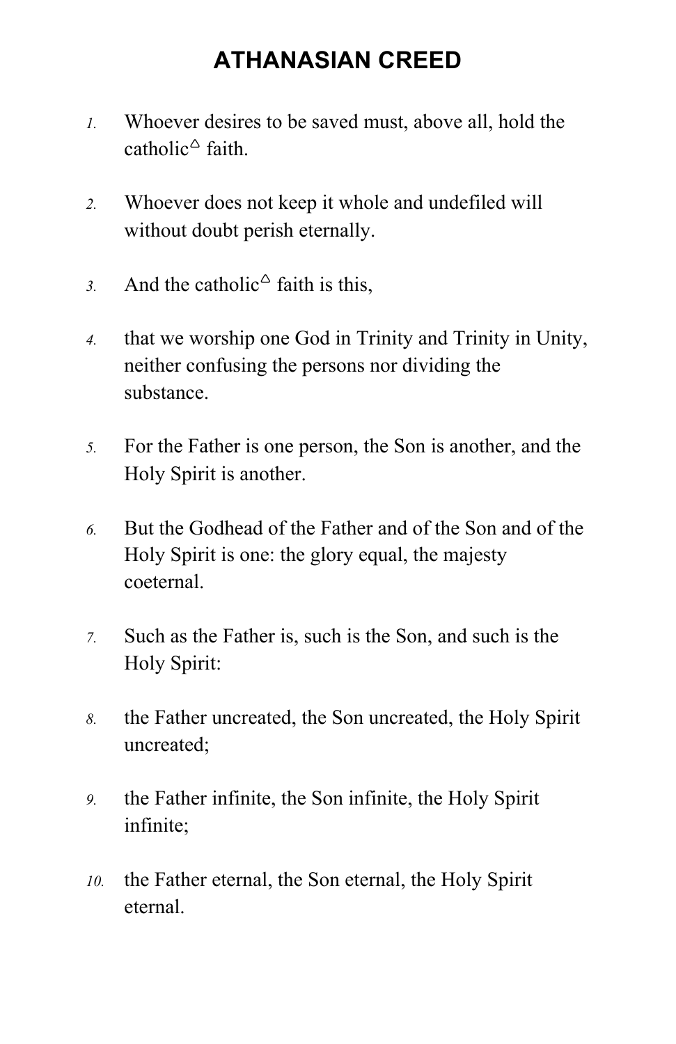# ATHANASIAN CREED

1. Whoever desires to be saved must, above all, hold the catholic△ faith.

2. Whoever does not keep it whole and undefiled will without doubt perish eternally.

3. And the catholic△ faith is this,

4. that we worship one God in Trinity and Trinity in Unity, neither confusing the persons nor dividing the substance.

5. For the Father is one person, the Son is another, and the Holy Spirit is another.

6. But the Godhead of the Father and of the Son and of the Holy Spirit is one: the glory equal, the majesty coeternal.

7. Such as the Father is, such is the Son, and such is the Holy Spirit:

8. the Father uncreated, the Son uncreated, the Holy Spirit uncreated;

9. the Father infinite, the Son infinite, the Holy Spirit infinite;

10. the Father eternal, the Son eternal, the Holy Spirit eternal.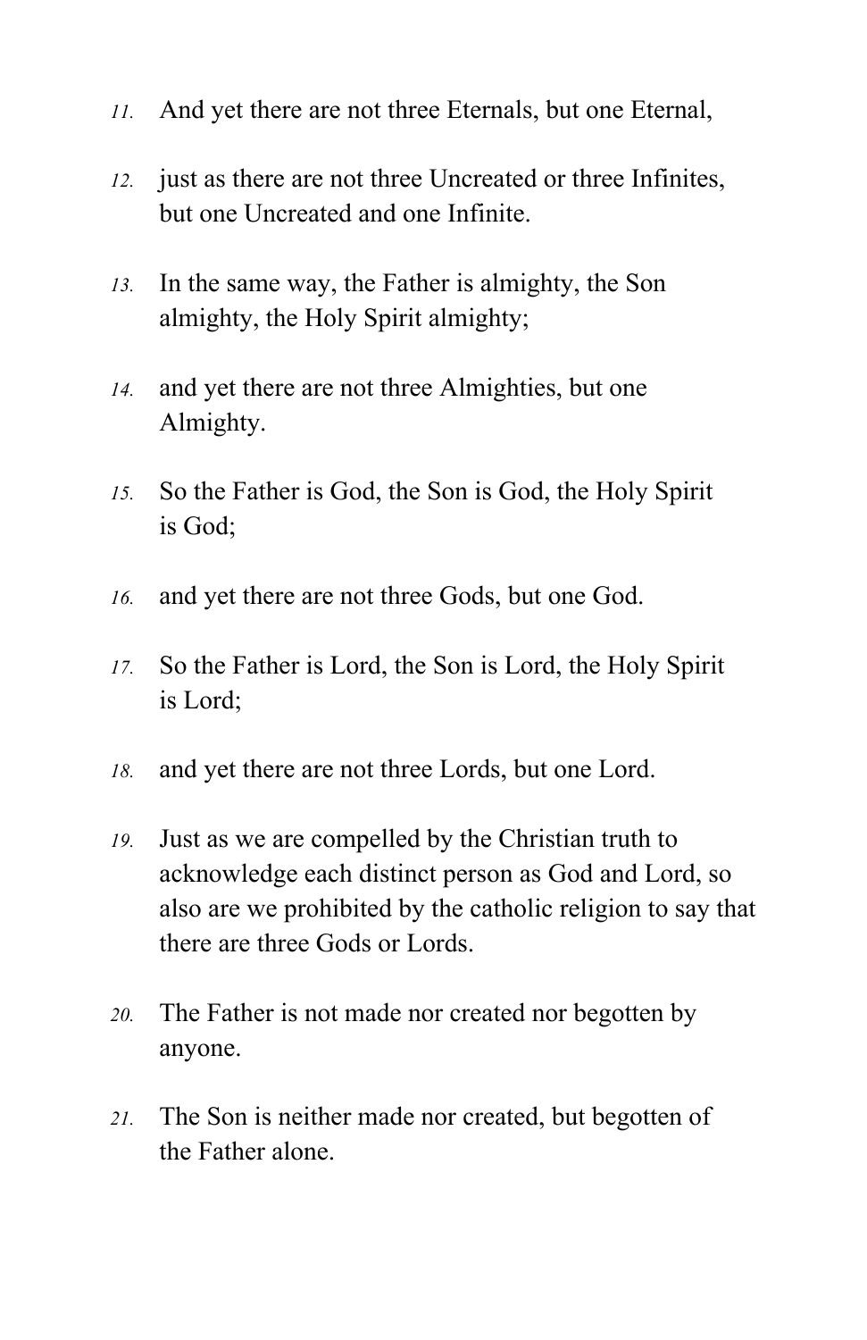11. And yet there are not three Eternals, but one Eternal,

12. just as there are not three Uncreated or three Infinites, but one Uncreated and one Infinite.

13. In the same way, the Father is almighty, the Son almighty, the Holy Spirit almighty;

14. and yet there are not three Almighties, but one Almighty.

15. So the Father is God, the Son is God, the Holy Spirit is God;

16. and yet there are not three Gods, but one God.

17. So the Father is Lord, the Son is Lord, the Holy Spirit is Lord;

18. and yet there are not three Lords, but one Lord.

19. Just as we are compelled by the Christian truth to acknowledge each distinct person as God and Lord, so also are we prohibited by the catholic religion to say that there are three Gods or Lords.

20. The Father is not made nor created nor begotten by anyone.

21. The Son is neither made nor created, but begotten of the Father alone.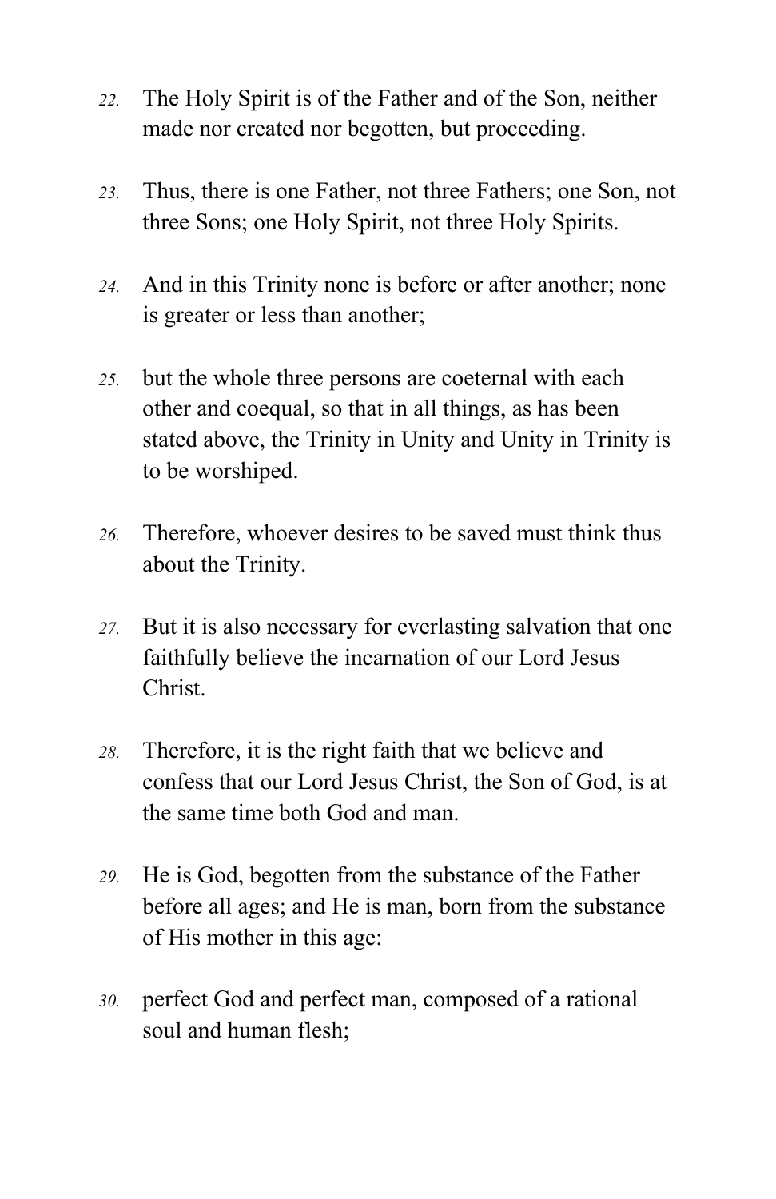22. The Holy Spirit is of the Father and of the Son, neither made nor created nor begotten, but proceeding.

23. Thus, there is one Father, not three Fathers; one Son, not three Sons; one Holy Spirit, not three Holy Spirits.

24. And in this Trinity none is before or after another; none is greater or less than another;

25. but the whole three persons are coeternal with each other and coequal, so that in all things, as has been stated above, the Trinity in Unity and Unity in Trinity is to be worshiped.

26. Therefore, whoever desires to be saved must think thus about the Trinity.

27. But it is also necessary for everlasting salvation that one faithfully believe the incarnation of our Lord Jesus Christ.

28. Therefore, it is the right faith that we believe and confess that our Lord Jesus Christ, the Son of God, is at the same time both God and man.

29. He is God, begotten from the substance of the Father before all ages; and He is man, born from the substance of His mother in this age:

30. perfect God and perfect man, composed of a rational soul and human flesh;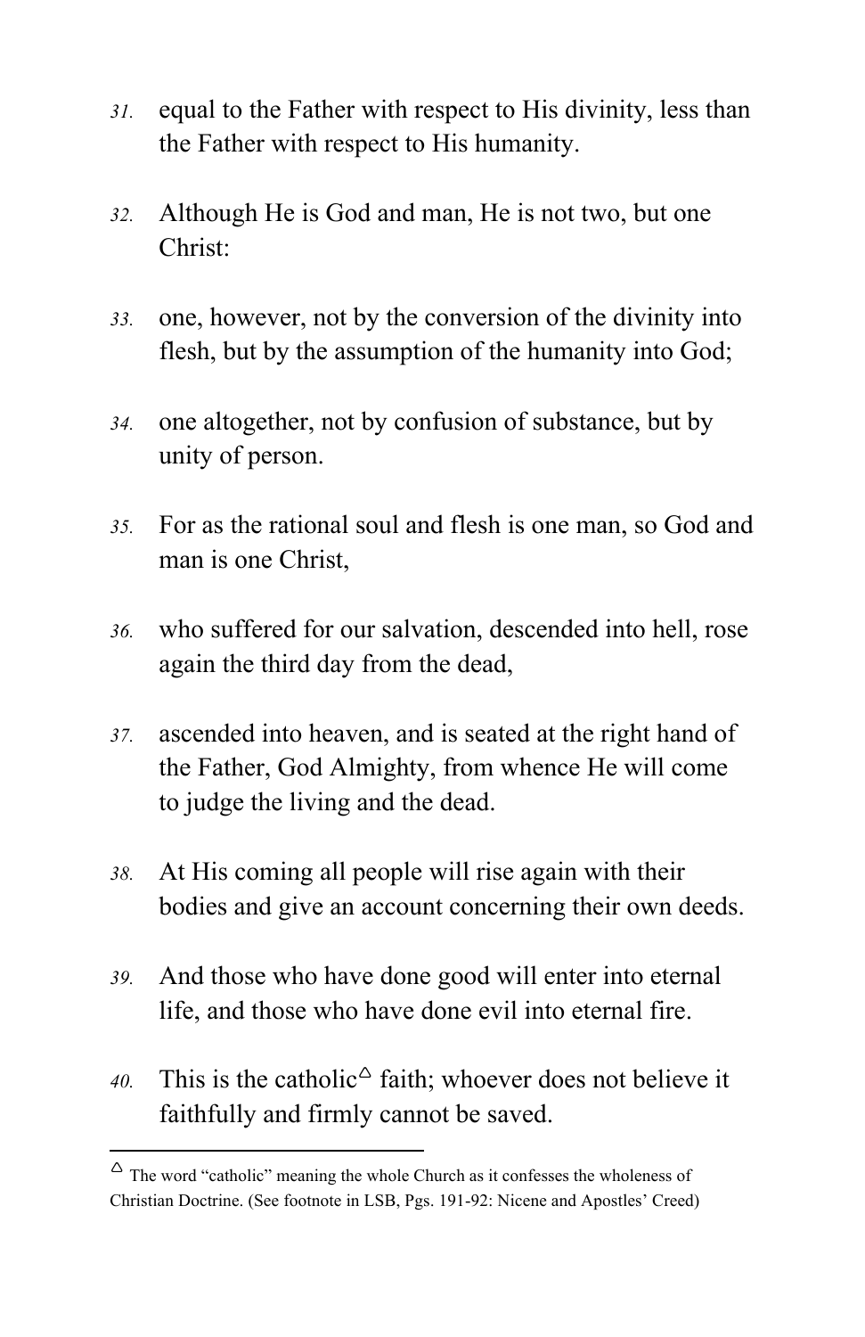*31.* equal to the Father with respect to His divinity, less than the Father with respect to His humanity.

*32.* Although He is God and man, He is not two, but one Christ:

*33.* one, however, not by the conversion of the divinity into flesh, but by the assumption of the humanity into God;

*34.* one altogether, not by confusion of substance, but by unity of person.

*35.* For as the rational soul and flesh is one man, so God and man is one Christ,

*36.* who suffered for our salvation, descended into hell, rose again the third day from the dead,

*37.* ascended into heaven, and is seated at the right hand of the Father, God Almighty, from whence He will come to judge the living and the dead.

*38.* At His coming all people will rise again with their bodies and give an account concerning their own deeds.

*39.* And those who have done good will enter into eternal life, and those who have done evil into eternal fire.

*40.* This is the catholic[△] faith; whoever does not believe it faithfully and firmly cannot be saved.

---

[△] The word "catholic" meaning the whole Church as it confesses the wholeness of Christian Doctrine. (See footnote in LSB, Pgs. 191-92: Nicene and Apostles' Creed)